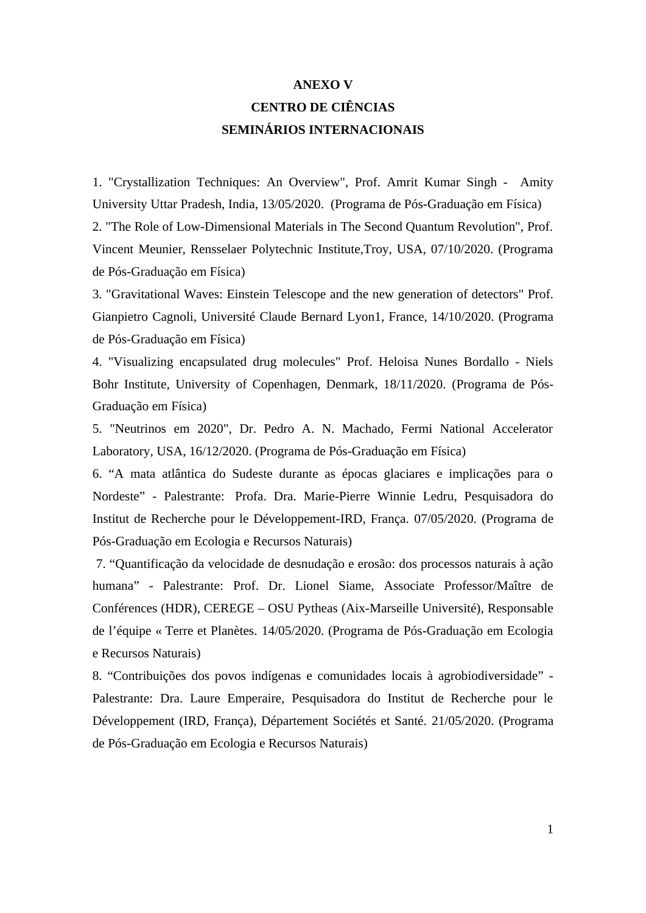**ANEXO V**

**CENTRO DE CIÊNCIAS**

**SEMINÁRIOS INTERNACIONAIS**

1. "Crystallization Techniques: An Overview", Prof. Amrit Kumar Singh - Amity University Uttar Pradesh, India, 13/05/2020. (Programa de Pós-Graduação em Física)
2. "The Role of Low-Dimensional Materials in The Second Quantum Revolution", Prof. Vincent Meunier, Rensselaer Polytechnic Institute,Troy, USA, 07/10/2020. (Programa de Pós-Graduação em Física)
3. "Gravitational Waves: Einstein Telescope and the new generation of detectors" Prof. Gianpietro Cagnoli, Université Claude Bernard Lyon1, France, 14/10/2020. (Programa de Pós-Graduação em Física)
4. "Visualizing encapsulated drug molecules" Prof. Heloisa Nunes Bordallo - Niels Bohr Institute, University of Copenhagen, Denmark, 18/11/2020. (Programa de Pós-Graduação em Física)
5. "Neutrinos em 2020", Dr. Pedro A. N. Machado, Fermi National Accelerator Laboratory, USA, 16/12/2020. (Programa de Pós-Graduação em Física)
6. “A mata atlântica do Sudeste durante as épocas glaciares e implicações para o Nordeste” - Palestrante: Profa. Dra. Marie-Pierre Winnie Ledru, Pesquisadora do Institut de Recherche pour le Développement-IRD, França. 07/05/2020. (Programa de Pós-Graduação em Ecologia e Recursos Naturais)
7. “Quantificação da velocidade de desnudação e erosão: dos processos naturais à ação humana” - Palestrante: Prof. Dr. Lionel Siame, Associate Professor/Maître de Conférences (HDR), CEREGE – OSU Pytheas (Aix-Marseille Université), Responsable de l’équipe « Terre et Planètes. 14/05/2020. (Programa de Pós-Graduação em Ecologia e Recursos Naturais)
8. “Contribuições dos povos indígenas e comunidades locais à agrobiodiversidade” - Palestrante: Dra. Laure Emperaire, Pesquisadora do Institut de Recherche pour le Développement (IRD, França), Département Sociétés et Santé. 21/05/2020. (Programa de Pós-Graduação em Ecologia e Recursos Naturais)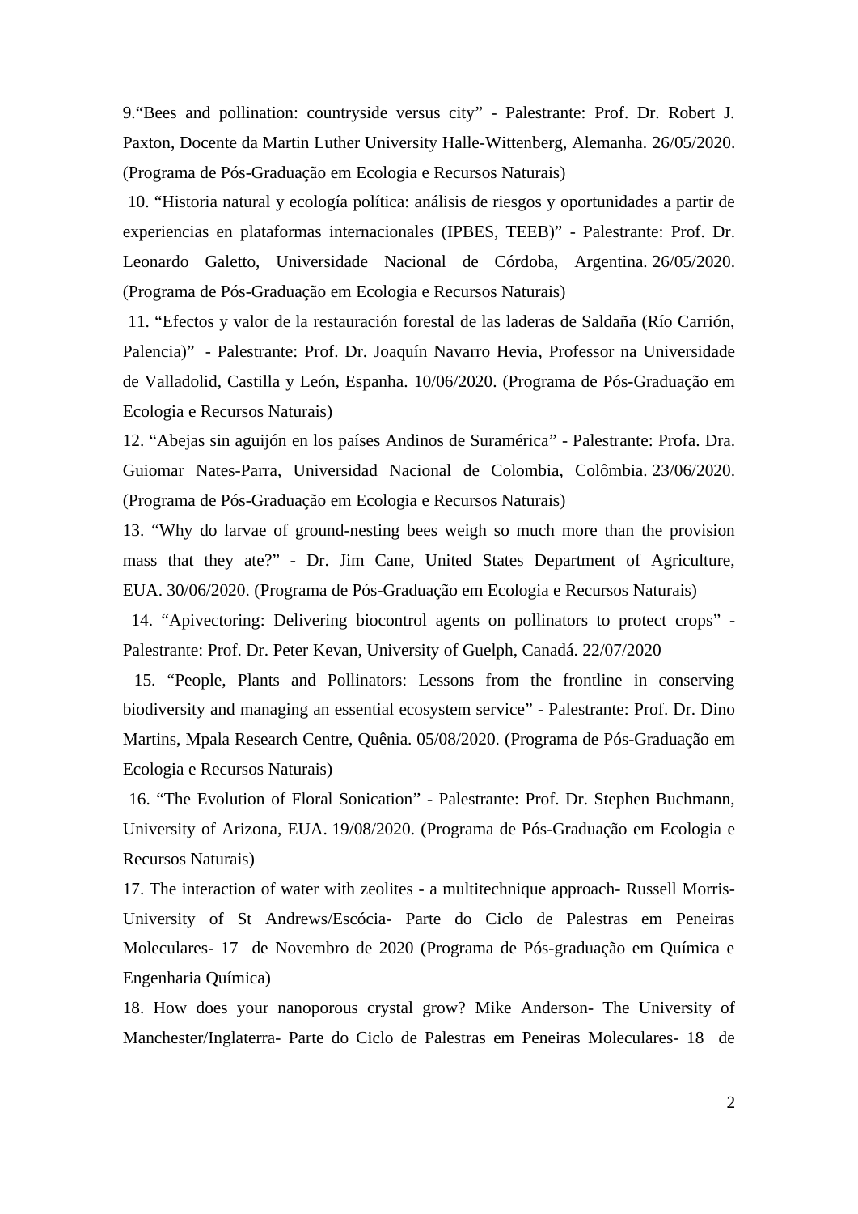9.“Bees and pollination: countryside versus city” - Palestrante: Prof. Dr. Robert J. Paxton, Docente da Martin Luther University Halle-Wittenberg, Alemanha. 26/05/2020. (Programa de Pós-Graduação em Ecologia e Recursos Naturais)

10. “Historia natural y ecología política: análisis de riesgos y oportunidades a partir de experiencias en plataformas internacionales (IPBES, TEEB)” - Palestrante: Prof. Dr. Leonardo Galetto, Universidade Nacional de Córdoba, Argentina. 26/05/2020. (Programa de Pós-Graduação em Ecologia e Recursos Naturais)

11. “Efectos y valor de la restauración forestal de las laderas de Saldaña (Río Carrión, Palencia)” - Palestrante: Prof. Dr. Joaquín Navarro Hevia, Professor na Universidade de Valladolid, Castilla y León, Espanha. 10/06/2020. (Programa de Pós-Graduação em Ecologia e Recursos Naturais)

12. “Abejas sin aguijón en los países Andinos de Suramérica” - Palestrante: Profa. Dra. Guiomar Nates-Parra, Universidad Nacional de Colombia, Colômbia. 23/06/2020. (Programa de Pós-Graduação em Ecologia e Recursos Naturais)

13. “Why do larvae of ground-nesting bees weigh so much more than the provision mass that they ate?” - Dr. Jim Cane, United States Department of Agriculture, EUA. 30/06/2020. (Programa de Pós-Graduação em Ecologia e Recursos Naturais)

14. “Apivectoring: Delivering biocontrol agents on pollinators to protect crops” - Palestrante: Prof. Dr. Peter Kevan, University of Guelph, Canadá. 22/07/2020

15. “People, Plants and Pollinators: Lessons from the frontline in conserving biodiversity and managing an essential ecosystem service” - Palestrante: Prof. Dr. Dino Martins, Mpala Research Centre, Quênia. 05/08/2020. (Programa de Pós-Graduação em Ecologia e Recursos Naturais)

16. “The Evolution of Floral Sonication” - Palestrante: Prof. Dr. Stephen Buchmann, University of Arizona, EUA. 19/08/2020. (Programa de Pós-Graduação em Ecologia e Recursos Naturais)

17. The interaction of water with zeolites - a multitechnique approach- Russell Morris- University of St Andrews/Escócia- Parte do Ciclo de Palestras em Peneiras Moleculares- 17 de Novembro de 2020 (Programa de Pós-graduação em Química e Engenharia Química)

18. How does your nanoporous crystal grow? Mike Anderson- The University of Manchester/Inglaterra- Parte do Ciclo de Palestras em Peneiras Moleculares- 18 de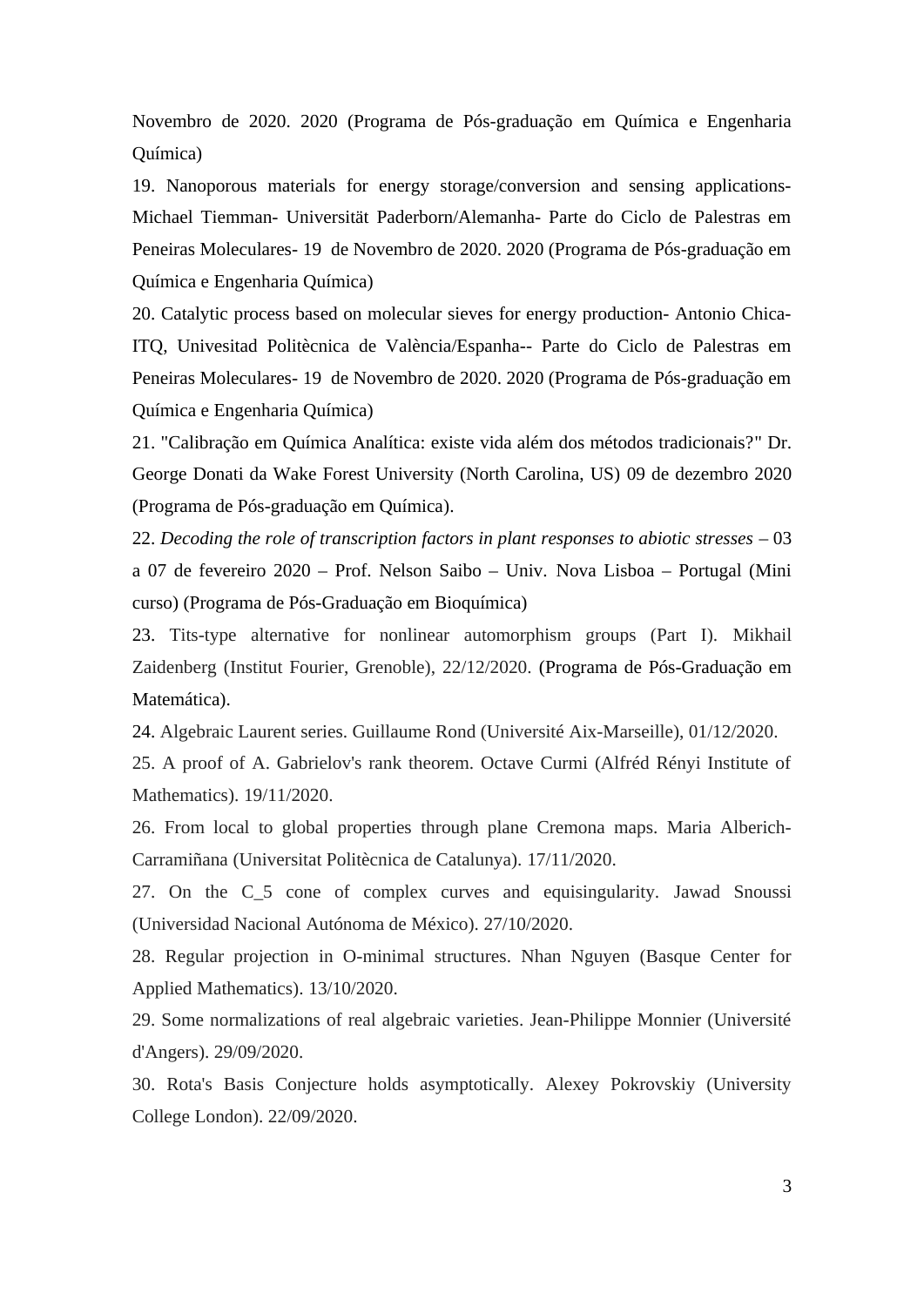Novembro de 2020. 2020 (Programa de Pós-graduação em Química e Engenharia Química)

19. Nanoporous materials for energy storage/conversion and sensing applications- Michael Tiemman- Universität Paderborn/Alemanha- Parte do Ciclo de Palestras em Peneiras Moleculares- 19 de Novembro de 2020. 2020 (Programa de Pós-graduação em Química e Engenharia Química)

20. Catalytic process based on molecular sieves for energy production- Antonio Chica- ITQ, Univesitad Politècnica de València/Espanha-- Parte do Ciclo de Palestras em Peneiras Moleculares- 19 de Novembro de 2020. 2020 (Programa de Pós-graduação em Química e Engenharia Química)

21. "Calibração em Química Analítica: existe vida além dos métodos tradicionais?" Dr. George Donati da Wake Forest University (North Carolina, US) 09 de dezembro 2020 (Programa de Pós-graduação em Química).

22. *Decoding the role of transcription factors in plant responses to abiotic stresses* – 03 a 07 de fevereiro 2020 – Prof. Nelson Saibo – Univ. Nova Lisboa – Portugal (Mini curso) (Programa de Pós-Graduação em Bioquímica)

23. Tits-type alternative for nonlinear automorphism groups (Part I). Mikhail Zaidenberg (Institut Fourier, Grenoble), 22/12/2020. (Programa de Pós-Graduação em Matemática).

24. Algebraic Laurent series. Guillaume Rond (Université Aix-Marseille), 01/12/2020.

25. A proof of A. Gabrielov's rank theorem. Octave Curmi (Alfréd Rényi Institute of Mathematics). 19/11/2020.

26. From local to global properties through plane Cremona maps. Maria Alberich-Carramiñana (Universitat Politècnica de Catalunya). 17/11/2020.

27. On the C_5 cone of complex curves and equisingularity. Jawad Snoussi (Universidad Nacional Autónoma de México). 27/10/2020.

28. Regular projection in O-minimal structures. Nhan Nguyen (Basque Center for Applied Mathematics). 13/10/2020.

29. Some normalizations of real algebraic varieties. Jean-Philippe Monnier (Université d'Angers). 29/09/2020.

30. Rota's Basis Conjecture holds asymptotically. Alexey Pokrovskiy (University College London). 22/09/2020.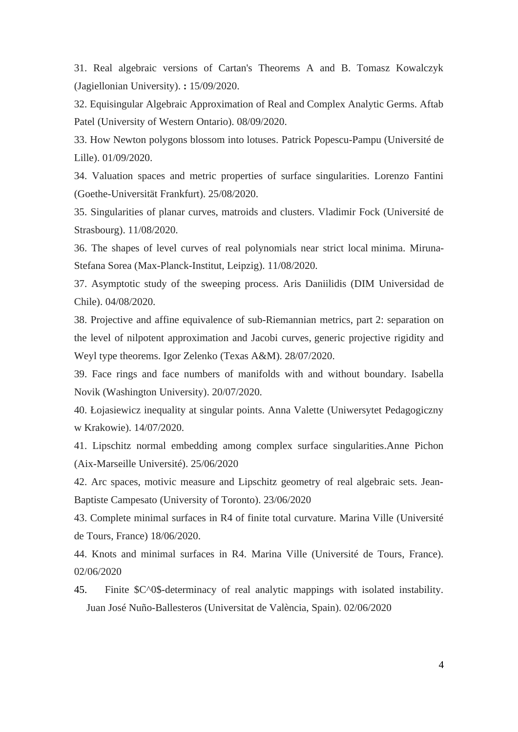31. Real algebraic versions of Cartan's Theorems A and B. Tomasz Kowalczyk (Jagiellonian University). **:** 15/09/2020.

32. Equisingular Algebraic Approximation of Real and Complex Analytic Germs. Aftab Patel (University of Western Ontario). 08/09/2020.

33. How Newton polygons blossom into lotuses. Patrick Popescu-Pampu (Université de Lille). 01/09/2020.

34. Valuation spaces and metric properties of surface singularities. Lorenzo Fantini (Goethe-Universität Frankfurt). 25/08/2020.

35. Singularities of planar curves, matroids and clusters. Vladimir Fock (Université de Strasbourg). 11/08/2020.

36. The shapes of level curves of real polynomials near strict local minima. Miruna-Stefana Sorea (Max-Planck-Institut, Leipzig). 11/08/2020.

37. Asymptotic study of the sweeping process. Aris Daniilidis (DIM Universidad de Chile). 04/08/2020.

38. Projective and affine equivalence of sub-Riemannian metrics, part 2: separation on the level of nilpotent approximation and Jacobi curves, generic projective rigidity and Weyl type theorems. Igor Zelenko (Texas A&M). 28/07/2020.

39. Face rings and face numbers of manifolds with and without boundary. Isabella Novik (Washington University). 20/07/2020.

40. Łojasiewicz inequality at singular points. Anna Valette (Uniwersytet Pedagogiczny w Krakowie). 14/07/2020.

41. Lipschitz normal embedding among complex surface singularities.Anne Pichon (Aix-Marseille Université). 25/06/2020

42. Arc spaces, motivic measure and Lipschitz geometry of real algebraic sets. Jean-Baptiste Campesato (University of Toronto). 23/06/2020

43. Complete minimal surfaces in R4 of finite total curvature. Marina Ville (Université de Tours, France) 18/06/2020.

44. Knots and minimal surfaces in R4. Marina Ville (Université de Tours, France). 02/06/2020

45. Finite $C^0$-determinacy of real analytic mappings with isolated instability. Juan José Nuño-Ballesteros (Universitat de València, Spain). 02/06/2020